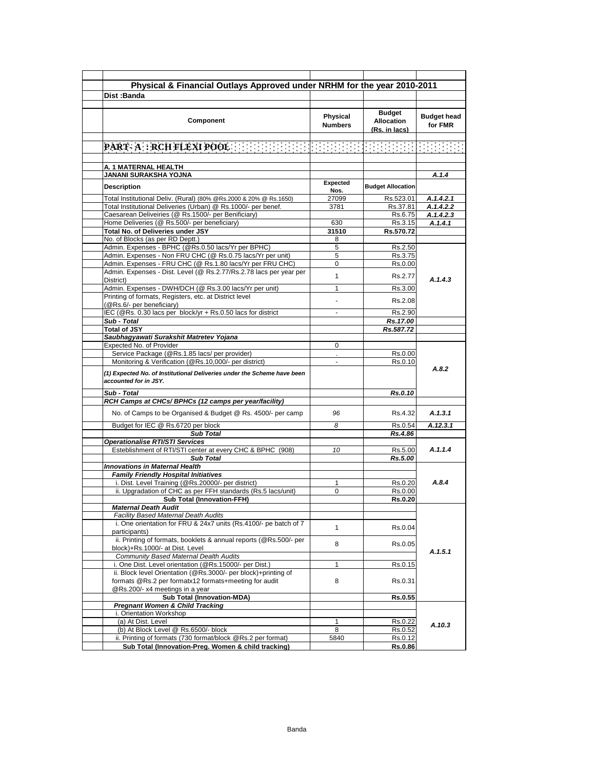## Physical & Financial Outlays Approved under NRHM for the year 2010-2011

**Dist :Banda**

| Component | Physical Numbers | Budget Allocation (Rs. in lacs) | Budget head for FMR |
|---|---|---|---|
| **PART- A : RCH FLEXI POOL** | | | |
| **A. 1 MATERNAL HEALTH** | | | |
| **JANANI SURAKSHA YOJNA** | | | *A.1.4* |
| **Description** | **Expected Nos.** | **Budget Allocation** | |
| Total Institutional Deliv. (Rural) (80% @Rs.2000 & 20% @ Rs.1650) | 27099 | Rs.523.01 | *A.1.4.2.1* |
| Total Institutional Deliveries (Urban) @ Rs.1000/- per benef. | 3781 | Rs.37.81 | *A.1.4.2.2* |
| Caesarean Deliveiries (@ Rs.1500/- per Benificiary) | | Rs.6.75 | *A.1.4.2.3* |
| Home Deliveries (@ Rs.500/- per beneficiary) | 630 | Rs.3.15 | *A.1.4.1* |
| **Total No. of Deliveries under JSY** | **31510** | **Rs.570.72** | |
| No. of Blocks (as per RD Deptt.) | 8 | | |
| Admin. Expenses - BPHC (@Rs.0.50 lacs/Yr per BPHC) | 5 | Rs.2.50 | *A.1.4.3* |
| Admin. Expenses - Non FRU CHC (@ Rs.0.75 lacs/Yr per unit) | 5 | Rs.3.75 | |
| Admin. Expenses - FRU CHC (@ Rs.1.80 lacs/Yr per FRU CHC) | 0 | Rs.0.00 | |
| Admin. Expenses - Dist. Level (@ Rs.2.77/Rs.2.78 lacs per year per District) | 1 | Rs.2.77 | |
| Admin. Expenses - DWH/DCH (@ Rs.3.00 lacs/Yr per unit) | 1 | Rs.3.00 | |
| Printing of formats, Registers, etc. at District level (@Rs.6/- per beneficiary) | - | Rs.2.08 | |
| IEC (@Rs. 0.30 lacs per block/yr + Rs.0.50 lacs for district | - | Rs.2.90 | |
| ***Sub - Total*** | | ***Rs.17.00*** | |
| **Total of JSY** | | ***Rs.587.72*** | |
| ***Saubhagyawati Surakshit Matretev Yojana*** | | | |
| Expected No. of Provider | 0 | | *A.8.2* |
| Service Package (@Rs.1.85 lacs/ per provider) | . | Rs.0.00 | |
| Monitoring & Verification (@Rs.10,000/- per district) | - | Rs.0.10 | |
| ***(1) Expected No. of Institutional Deliveries under the Scheme have been accounted for in JSY.*** | | | |
| ***Sub - Total*** | | ***Rs.0.10*** | |
| ***RCH Camps at CHCs/ BPHCs (12 camps per year/facility)*** | | | |
| No. of Camps to be Organised & Budget @ Rs. 4500/- per camp | *96* | Rs.4.32 | *A.1.3.1* |
| Budget for IEC @ Rs.6720 per block | *8* | Rs.0.54 | *A.12.3.1* |
| ***Sub Total*** | | ***Rs.4.86*** | |
| ***Operationalise RTI/STI Services*** | | | |
| Esteblishment of RTI/STI center at every CHC & BPHC (908) | *10* | Rs.5.00 | *A.1.1.4* |
| ***Sub Total*** | | ***Rs.5.00*** | |
| ***Innovations in Maternal Health*** | | | *A.8.4* |
| ***Family Friendly Hospital Initiatives*** | | | |
| i. Dist. Level Training (@Rs.20000/- per district) | 1 | Rs.0.20 | |
| ii. Upgradation of CHC as per FFH standards (Rs.5 lacs/unit) | 0 | Rs.0.00 | |
| **Sub Total (Innovation-FFH)** | | **Rs.0.20** | |
| ***Maternal Death Audit*** | | | *A.1.5.1* |
| *Facility Based Maternal Death Audits* | | | |
| i. One orientation for FRU & 24x7 units (Rs.4100/- pe batch of 7 participants) | 1 | Rs.0.04 | |
| ii. Printing of formats, booklets & annual reports (@Rs.500/- per block)+Rs.1000/- at Dist. Level | 8 | Rs.0.05 | |
| *Community Based Maternal Dealth Audits* | | | |
| i. One Dist. Level orientation (@Rs.15000/- per Dist.) | 1 | Rs.0.15 | |
| ii. Block level Orientation (@Rs.3000/- per block)+printing of formats @Rs.2 per formatx12 formats+meeting for audit @Rs.200/- x4 meetings in a year | 8 | Rs.0.31 | |
| **Sub Total (Innovation-MDA)** | | **Rs.0.55** | |
| ***Pregnant Women & Child Tracking*** | | | *A.10.3* |
| i. Orientation Workshop | | | |
| (a) At Dist. Level | 1 | Rs.0.22 | |
| (b) At Block Level @ Rs.6500/- block | 8 | Rs.0.52 | |
| ii. Printing of formats (730 format/block @Rs.2 per format) | 5840 | Rs.0.12 | |
| **Sub Total (Innovation-Preg. Women & child tracking)** | | **Rs.0.86** | |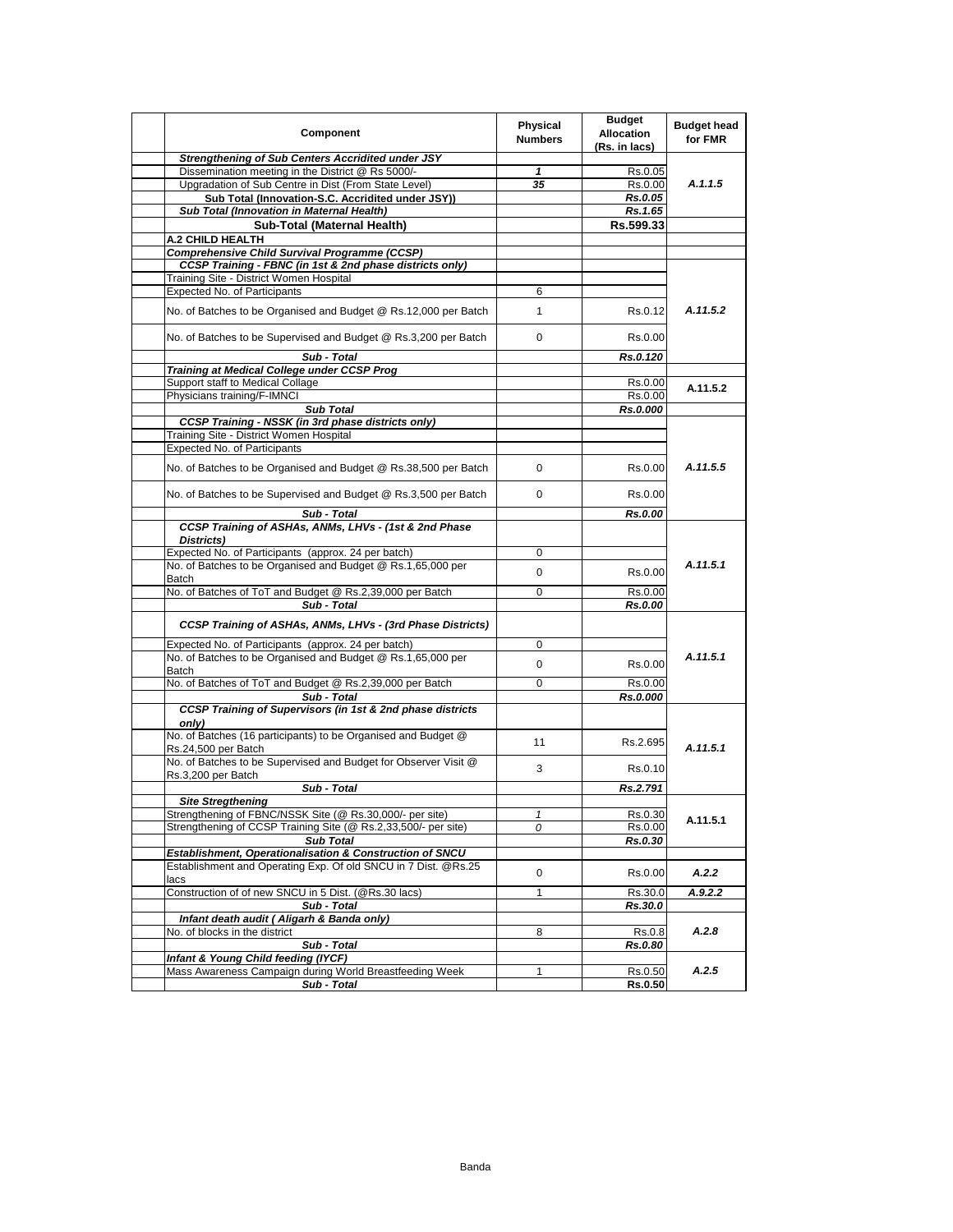| | Component | Physical Numbers | Budget Allocation (Rs. in lacs) | Budget head for FMR |
|---|---|---|---|---|
| | ***Strengthening of Sub Centers Accridited under JSY*** | | | |
| | Dissemination meeting in the District @ Rs 5000/- | ***1*** | Rs.0.05 | ***A.1.1.5*** |
| | Upgradation of Sub Centre in Dist (From State Level) | ***35*** | Rs.0.00 | |
| | **Sub Total (Innovation-S.C. Accridited under JSY))** | | ***Rs.0.05*** | |
| | ***Sub Total (Innovation in Maternal Health)*** | | ***Rs.1.65*** | |
| | **Sub-Total (Maternal Health)** | | **Rs.599.33** | |
| | **A.2 CHILD HEALTH** | | | |
| | ***Comprehensive Child Survival Programme (CCSP)*** | | | |
| | ***CCSP Training - FBNC (in 1st & 2nd phase districts only)*** | | | ***A.11.5.2*** |
| | Training Site - District Women Hospital | | | |
| | Expected No. of Participants | 6 | | |
| | No. of Batches to be Organised and Budget @ Rs.12,000 per Batch | 1 | Rs.0.12 | |
| | No. of Batches to be Supervised and Budget @ Rs.3,200 per Batch | 0 | Rs.0.00 | |
| | ***Sub - Total*** | | ***Rs.0.120*** | |
| | ***Training at Medical College under CCSP Prog*** | | | |
| | Support staff to Medical Collage | | Rs.0.00 | A.11.5.2 |
| | Physicians training/F-IMNCI | | Rs.0.00 | |
| | ***Sub Total*** | | ***Rs.0.000*** | |
| | ***CCSP Training - NSSK (in 3rd phase districts only)*** | | | ***A.11.5.5*** |
| | Training Site - District Women Hospital | | | |
| | Expected No. of Participants | | | |
| | No. of Batches to be Organised and Budget @ Rs.38,500 per Batch | 0 | Rs.0.00 | |
| | No. of Batches to be Supervised and Budget @ Rs.3,500 per Batch | 0 | Rs.0.00 | |
| | ***Sub - Total*** | | ***Rs.0.00*** | |
| | ***CCSP Training of ASHAs, ANMs, LHVs - (1st & 2nd Phase Districts)*** | | | ***A.11.5.1*** |
| | Expected No. of Participants (approx. 24 per batch) | 0 | | |
| | No. of Batches to be Organised and Budget @ Rs.1,65,000 per Batch | 0 | Rs.0.00 | |
| | No. of Batches of ToT and Budget @ Rs.2,39,000 per Batch | 0 | Rs.0.00 | |
| | ***Sub - Total*** | | ***Rs.0.00*** | |
| | ***CCSP Training of ASHAs, ANMs, LHVs - (3rd Phase Districts)*** | | | ***A.11.5.1*** |
| | Expected No. of Participants (approx. 24 per batch) | 0 | | |
| | No. of Batches to be Organised and Budget @ Rs.1,65,000 per Batch | 0 | Rs.0.00 | |
| | No. of Batches of ToT and Budget @ Rs.2,39,000 per Batch | 0 | Rs.0.00 | |
| | ***Sub - Total*** | | ***Rs.0.000*** | |
| | ***CCSP Training of Supervisors (in 1st & 2nd phase districts only)*** | | | ***A.11.5.1*** |
| | No. of Batches (16 participants) to be Organised and Budget @ Rs.24,500 per Batch | 11 | Rs.2.695 | |
| | No. of Batches to be Supervised and Budget for Observer Visit @ Rs.3,200 per Batch | 3 | Rs.0.10 | |
| | ***Sub - Total*** | | ***Rs.2.791*** | |
| | ***Site Stregthening*** | | | A.11.5.1 |
| | Strengthening of FBNC/NSSK Site (@ Rs.30,000/- per site) | *1* | Rs.0.30 | |
| | Strengthening of CCSP Training Site (@ Rs.2,33,500/- per site) | *0* | Rs.0.00 | |
| | ***Sub Total*** | | ***Rs.0.30*** | |
| | ***Establishment, Operationalisation & Construction of SNCU*** | | | |
| | Establishment and Operating Exp. Of old SNCU in 7 Dist. @Rs.25 lacs | 0 | Rs.0.00 | ***A.2.2*** |
| | Construction of of new SNCU in 5 Dist. (@Rs.30 lacs) | 1 | Rs.30.0 | ***A.9.2.2*** |
| | ***Sub - Total*** | | ***Rs.30.0*** | |
| | ***Infant death audit ( Aligarh & Banda only)*** | | | ***A.2.8*** |
| | No. of blocks in the district | 8 | Rs.0.8 | |
| | ***Sub - Total*** | | ***Rs.0.80*** | |
| | ***Infant & Young Child feeding (IYCF)*** | | | ***A.2.5*** |
| | Mass Awareness Campaign during World Breastfeeding Week | 1 | Rs.0.50 | |
| | ***Sub - Total*** | | **Rs.0.50** | |

Banda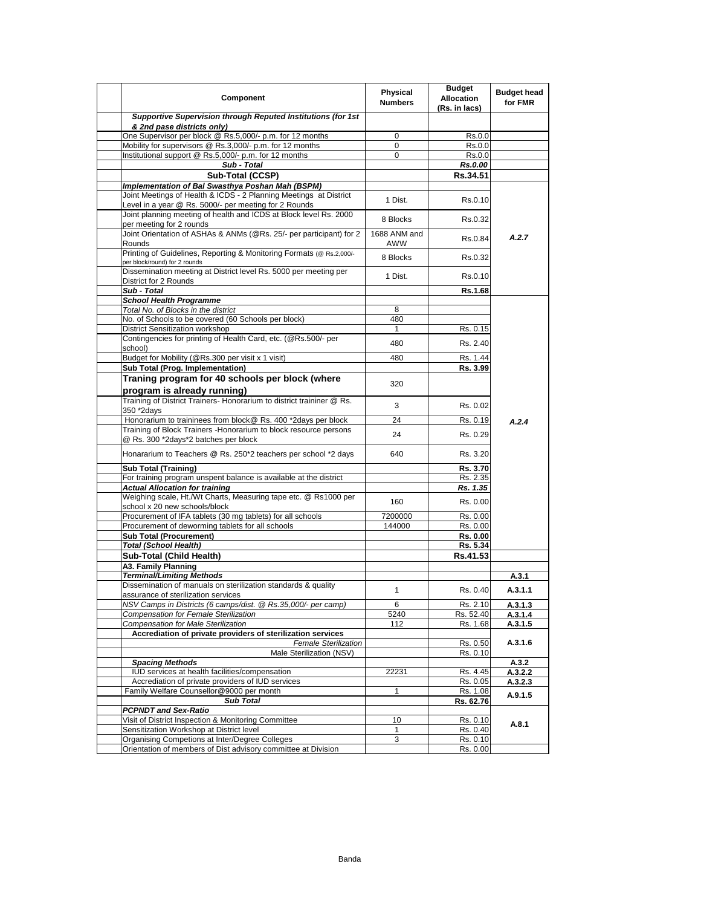| | Component | Physical Numbers | Budget Allocation (Rs. in lacs) | Budget head for FMR |
|---|---|---|---|---|
| | ***Supportive Supervision through Reputed Institutions (for 1st & 2nd pase districts only)*** | | | |
| | One Supervisor per block @ Rs.5,000/- p.m. for 12 months | 0 | Rs.0.0 | |
| | Mobility for supervisors @ Rs.3,000/- p.m. for 12 months | 0 | Rs.0.0 | |
| | Institutional support @ Rs.5,000/- p.m. for 12 months | 0 | Rs.0.0 | |
| | ***Sub - Total*** | | ***Rs.0.00*** | |
| | **Sub-Total (CCSP)** | | **Rs.34.51** | |
| | ***Implementation of Bal Swasthya Poshan Mah (BSPM)*** | | | |
| | Joint Meetings of Health & ICDS - 2 Planning Meetings at District Level in a year @ Rs. 5000/- per meeting for 2 Rounds | 1 Dist. | Rs.0.10 | *A.2.7* |
| | Joint planning meeting of health and ICDS at Block level Rs. 2000 per meeting for 2 rounds | 8 Blocks | Rs.0.32 | |
| | Joint Orientation of ASHAs & ANMs (@Rs. 25/- per participant) for 2 Rounds | 1688 ANM and AWW | Rs.0.84 | |
| | Printing of Guidelines, Reporting & Monitoring Formats (@ Rs.2,000/- per block/round) for 2 rounds | 8 Blocks | Rs.0.32 | |
| | Dissemination meeting at District level Rs. 5000 per meeting per District for 2 Rounds | 1 Dist. | Rs.0.10 | |
| | ***Sub - Total*** | | **Rs.1.68** | |
| | ***School Health Programme*** | | | *A.2.4* |
| | *Total No. of Blocks in the district* | 8 | | |
| | No. of Schools to be covered (60 Schools per block) | 480 | | |
| | District Sensitization workshop | 1 | Rs. 0.15 | |
| | Contingencies for printing of Health Card, etc. (@Rs.500/- per school) | 480 | Rs. 2.40 | |
| | Budget for Mobility (@Rs.300 per visit x 1 visit) | 480 | Rs. 1.44 | |
| | **Sub Total (Prog. Implementation)** | | **Rs. 3.99** | |
| | **Traning program for 40 schools per block (where program is already running)** | 320 | | |
| | Training of District Trainers- Honorarium to district traininer @ Rs. 350 *2days | 3 | Rs. 0.02 | |
| | Honorarium to traininees from block@ Rs. 400 *2days per block | 24 | Rs. 0.19 | |
| | Training of Block Trainers -Honorarium to block resource persons @ Rs. 300 *2days*2 batches per block | 24 | Rs. 0.29 | |
| | Honararium to Teachers @ Rs. 250*2 teachers per school *2 days | 640 | Rs. 3.20 | |
| | **Sub Total (Training)** | | **Rs. 3.70** | |
| | For training program unspent balance is available at the district | | Rs. 2.35 | |
| | ***Actual Allocation for training*** | | ***Rs. 1.35*** | |
| | Weighing scale, Ht./Wt Charts, Measuring tape etc. @ Rs1000 per school x 20 new schools/block | 160 | Rs. 0.00 | |
| | Procurement of IFA tablets (30 mg tablets) for all schools | 7200000 | Rs. 0.00 | |
| | Procurement of deworming tablets for all schools | 144000 | Rs. 0.00 | |
| | **Sub Total (Procurement)** | | **Rs. 0.00** | |
| | ***Total (School Health)*** | | **Rs. 5.34** | |
| | **Sub-Total (Child Health)** | | **Rs.41.53** | |
| | **A3. Family Planning** | | | |
| | ***Terminal/Limiting Methods*** | | | **A.3.1** |
| | Dissemination of manuals on sterilization standards & quality assurance of sterilization services | 1 | Rs. 0.40 | **A.3.1.1** |
| | *NSV Camps in Districts (6 camps/dist. @ Rs.35,000/- per camp)* | 6 | Rs. 2.10 | **A.3.1.3** |
| | *Compensation for Female Sterilization* | 5240 | Rs. 52.40 | **A.3.1.4** |
| | *Compensation for Male Sterilization* | 112 | Rs. 1.68 | **A.3.1.5** |
| | **Accrediation of private providers of sterilization services** | | | |
| | *Female Sterilization* | | Rs. 0.50 | **A.3.1.6** |
| | Male Sterilization (NSV) | | Rs. 0.10 | |
| | ***Spacing Methods*** | | | **A.3.2** |
| | IUD services at health facilities/compensation | 22231 | Rs. 4.45 | **A.3.2.2** |
| | Accrediation of private providers of IUD services | | Rs. 0.05 | **A.3.2.3** |
| | Family Welfare Counsellor@9000 per month | 1 | Rs. 1.08 | **A.9.1.5** |
| | ***Sub Total*** | | **Rs. 62.76** | |
| | ***PCPNDT and Sex-Ratio*** | | | |
| | Visit of District Inspection & Monitoring Committee | 10 | Rs. 0.10 | **A.8.1** |
| | Sensitization Workshop at District level | 1 | Rs. 0.40 | |
| | Organising Competions at Inter/Degree Colleges | 3 | Rs. 0.10 | |
| | Orientation of members of Dist advisory committee at Division | | Rs. 0.00 | |

Banda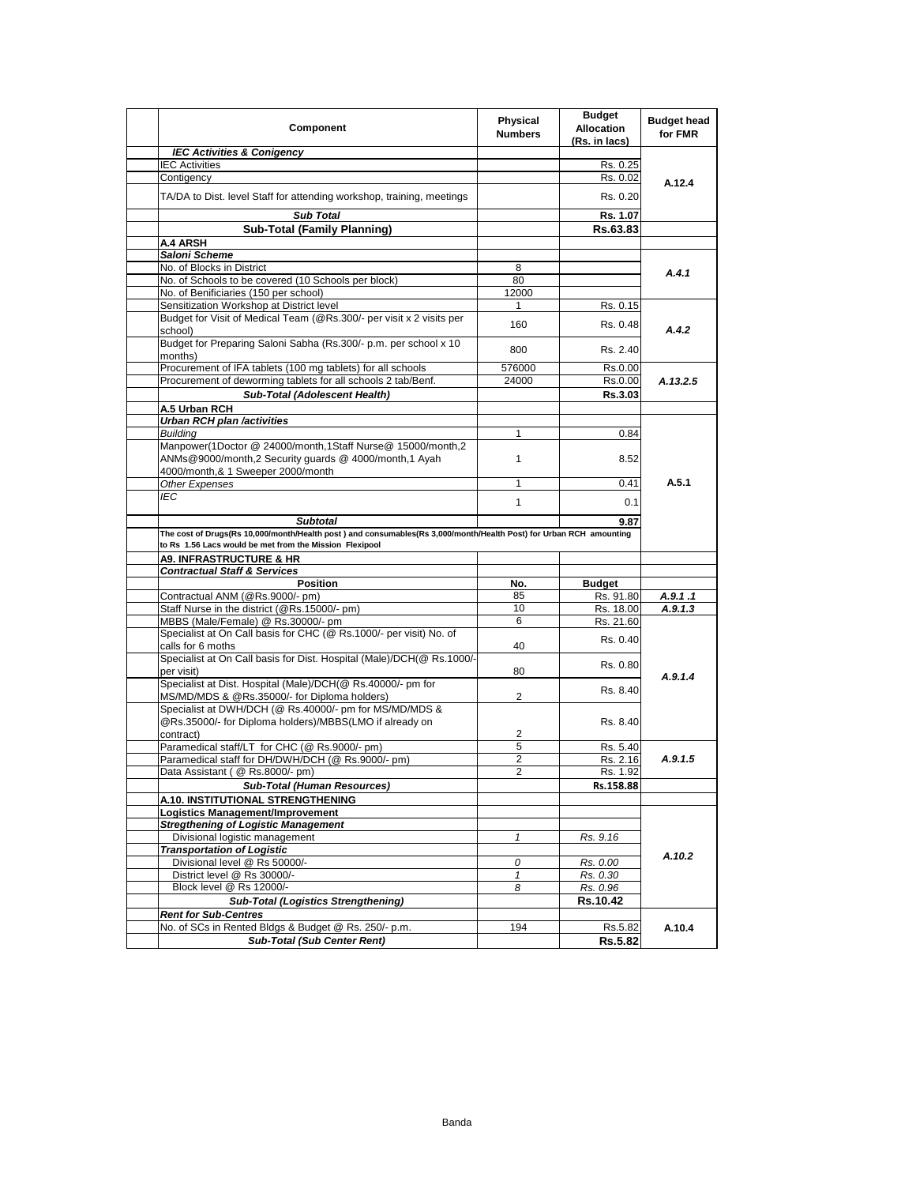| Component | Physical Numbers | Budget Allocation (Rs. in lacs) | Budget head for FMR |
|---|---|---|---|
| ***IEC Activities & Conigency*** | | | |
| IEC Activities | | Rs. 0.25 | A.12.4 |
| Contigency | | Rs. 0.02 | |
| TA/DA to Dist. level Staff for attending workshop, training, meetings | | Rs. 0.20 | |
| ***Sub Total*** | | **Rs. 1.07** | |
| **Sub-Total (Family Planning)** | | **Rs.63.83** | |
| **A.4 ARSH** | | | |
| ***Saloni Scheme*** | | | |
| No. of Blocks in District | 8 | | *A.4.1* |
| No. of Schools to be covered (10 Schools per block) | 80 | | |
| No. of Benificiaries (150 per school) | 12000 | | |
| Sensitization Workshop at District level | 1 | Rs. 0.15 | *A.4.2* |
| Budget for Visit of Medical Team (@Rs.300/- per visit x 2 visits per school) | 160 | Rs. 0.48 | |
| Budget for Preparing Saloni Sabha (Rs.300/- p.m. per school x 10 months) | 800 | Rs. 2.40 | |
| Procurement of IFA tablets (100 mg tablets) for all schools | 576000 | Rs.0.00 | *A.13.2.5* |
| Procurement of deworming tablets for all schools 2 tab/Benf. | 24000 | Rs.0.00 | |
| ***Sub-Total (Adolescent Health)*** | | **Rs.3.03** | |
| **A.5 Urban RCH** | | | |
| ***Urban RCH plan /activities*** | | | A.5.1 |
| *Building* | 1 | 0.84 | |
| Manpower(1Doctor @ 24000/month,1Staff Nurse@ 15000/month,2 ANMs@9000/month,2 Security guards @ 4000/month,1 Ayah 4000/month,& 1 Sweeper 2000/month | 1 | 8.52 | |
| *Other Expenses* | 1 | 0.41 | |
| *IEC* | 1 | 0.1 | |
| ***Subtotal*** | | **9.87** | |
| **The cost of Drugs(Rs 10,000/month/Health post ) and consumables(Rs 3,000/month/Health Post) for Urban RCH amounting to Rs 1.56 Lacs would be met from the Mission Flexipool** | | | |
| **A9. INFRASTRUCTURE & HR** | | | |
| ***Contractual Staff & Services*** | | | |
| **Position** | **No.** | **Budget** | |
| Contractual ANM (@Rs.9000/- pm) | 85 | Rs. 91.80 | ***A.9.1 .1*** |
| Staff Nurse in the district (@Rs.15000/- pm) | 10 | Rs. 18.00 | ***A.9.1.3*** |
| MBBS (Male/Female) @ Rs.30000/- pm | 6 | Rs. 21.60 | *A.9.1.4* |
| Specialist at On Call basis for CHC (@ Rs.1000/- per visit) No. of calls for 6 moths | 40 | Rs. 0.40 | |
| Specialist at On Call basis for Dist. Hospital (Male)/DCH(@ Rs.1000/- per visit) | 80 | Rs. 0.80 | |
| Specialist at Dist. Hospital (Male)/DCH(@ Rs.40000/- pm for MS/MD/MDS & @Rs.35000/- for Diploma holders) | 2 | Rs. 8.40 | |
| Specialist at DWH/DCH (@ Rs.40000/- pm for MS/MD/MDS & @Rs.35000/- for Diploma holders)/MBBS(LMO if already on contract) | 2 | Rs. 8.40 | |
| Paramedical staff/LT for CHC (@ Rs.9000/- pm) | 5 | Rs. 5.40 | *A.9.1.5* |
| Paramedical staff for DH/DWH/DCH (@ Rs.9000/- pm) | 2 | Rs. 2.16 | |
| Data Assistant ( @ Rs.8000/- pm) | 2 | Rs. 1.92 | |
| ***Sub-Total (Human Resources)*** | | **Rs.158.88** | |
| **A.10. INSTITUTIONAL STRENGTHENING** | | | |
| **Logistics Management/Improvement** | | | A.10.2 |
| ***Stregthening of Logistic Management*** | | | |
| Divisional logistic management | *1* | *Rs. 9.16* | |
| ***Transportation of Logistic*** | | | |
| Divisional level @ Rs 50000/- | *0* | *Rs. 0.00* | |
| District level @ Rs 30000/- | *1* | *Rs. 0.30* | |
| Block level @ Rs 12000/- | *8* | *Rs. 0.96* | |
| ***Sub-Total (Logistics Strengthening)*** | | **Rs.10.42** | |
| ***Rent for Sub-Centres*** | | | |
| No. of SCs in Rented Bldgs & Budget @ Rs. 250/- p.m. | 194 | Rs.5.82 | A.10.4 |
| ***Sub-Total (Sub Center Rent)*** | | **Rs.5.82** | |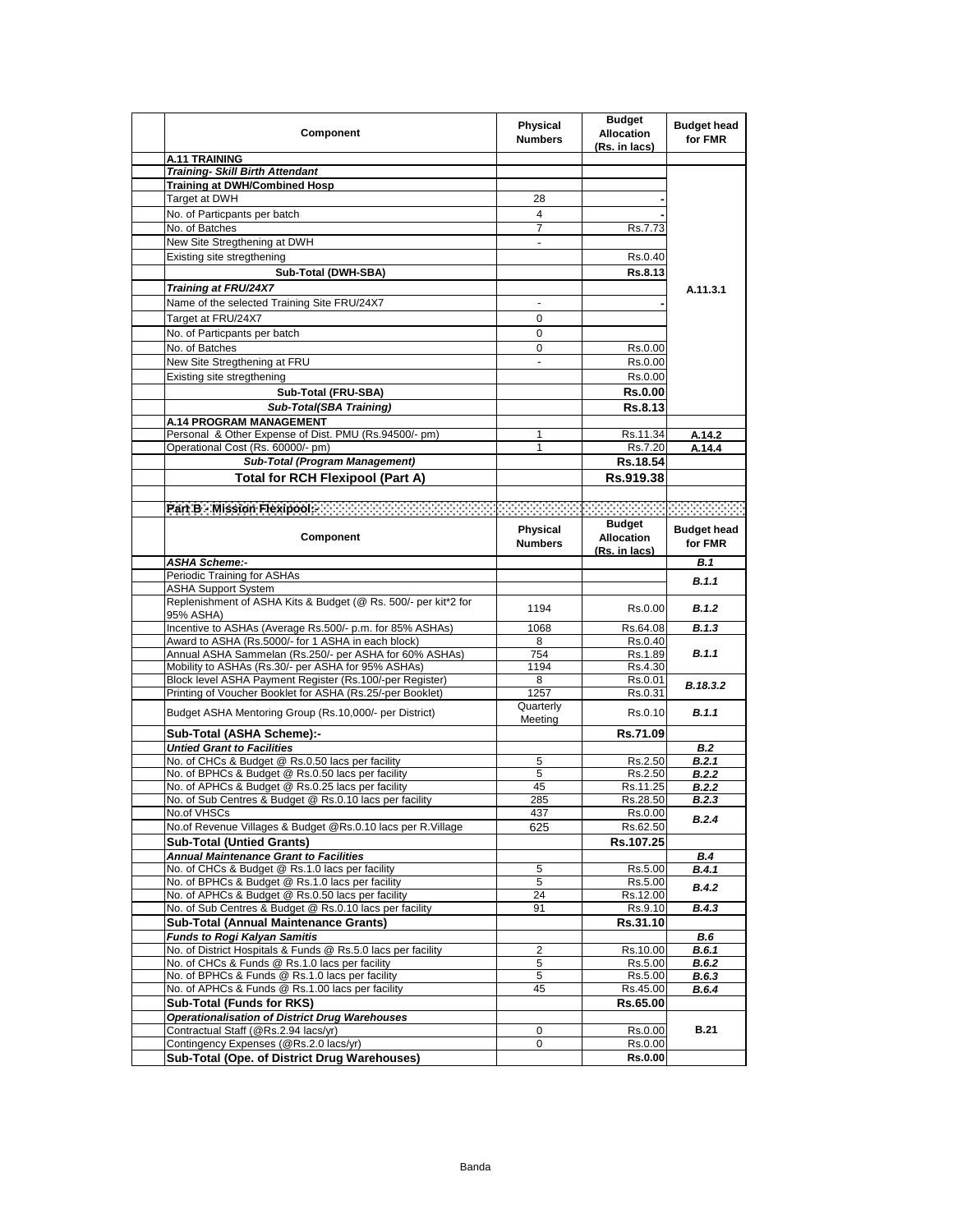| Component | Physical Numbers | Budget Allocation (Rs. in lacs) | Budget head for FMR |
|---|---|---|---|
| **A.11 TRAINING** | | | |
| ***Training- Skill Birth Attendant*** | | | A.11.3.1 |
| **Training at DWH/Combined Hosp** | | | |
| Target at DWH | 28 | - | |
| No. of Particpants per batch | 4 | - | |
| No. of Batches | 7 | Rs.7.73 | |
| New Site Stregthening at DWH | - | | |
| Existing site stregthening | | Rs.0.40 | |
| **Sub-Total (DWH-SBA)** | | **Rs.8.13** | |
| ***Training at FRU/24X7*** | | | |
| Name of the selected Training Site FRU/24X7 | - | - | |
| Target at FRU/24X7 | 0 | | |
| No. of Particpants per batch | 0 | | |
| No. of Batches | 0 | Rs.0.00 | |
| New Site Stregthening at FRU | - | Rs.0.00 | |
| Existing site stregthening | | Rs.0.00 | |
| **Sub-Total (FRU-SBA)** | | **Rs.0.00** | |
| ***Sub-Total(SBA Training)*** | | **Rs.8.13** | |
| **A.14 PROGRAM MANAGEMENT** | | | |
| Personal & Other Expense of Dist. PMU (Rs.94500/- pm) | 1 | Rs.11.34 | **A.14.2** |
| Operational Cost (Rs. 60000/- pm) | 1 | Rs.7.20 | **A.14.4** |
| ***Sub-Total (Program Management)*** | | **Rs.18.54** | |
| **Total for RCH Flexipool (Part A)** | | **Rs.919.38** | |
| | | | |
| **Part B - Mission Flexipool:-** | | | |
| **Component** | **Physical Numbers** | **Budget Allocation (Rs. in lacs)** | **Budget head for FMR** |
| ***ASHA Scheme:-*** | | | ***B.1*** |
| Periodic Training for ASHAs | | | ***B.1.1*** |
| ASHA Support System | | | |
| Replenishment of ASHA Kits & Budget (@ Rs. 500/- per kit*2 for 95% ASHA) | 1194 | Rs.0.00 | ***B.1.2*** |
| Incentive to ASHAs (Average Rs.500/- p.m. for 85% ASHAs) | 1068 | Rs.64.08 | ***B.1.3*** |
| Award to ASHA (Rs.5000/- for 1 ASHA in each block) | 8 | Rs.0.40 | ***B.1.1*** |
| Annual ASHA Sammelan (Rs.250/- per ASHA for 60% ASHAs) | 754 | Rs.1.89 | |
| Mobility to ASHAs (Rs.30/- per ASHA for 95% ASHAs) | 1194 | Rs.4.30 | |
| Block level ASHA Payment Register (Rs.100/-per Register) | 8 | Rs.0.01 | ***B.18.3.2*** |
| Printing of Voucher Booklet for ASHA (Rs.25/-per Booklet) | 1257 | Rs.0.31 | |
| Budget ASHA Mentoring Group (Rs.10,000/- per District) | Quarterly Meeting | Rs.0.10 | ***B.1.1*** |
| **Sub-Total (ASHA Scheme):-** | | **Rs.71.09** | |
| ***Untied Grant to Facilities*** | | | ***B.2*** |
| No. of CHCs & Budget @ Rs.0.50 lacs per facility | 5 | Rs.2.50 | ***B.2.1*** |
| No. of BPHCs & Budget @ Rs.0.50 lacs per facility | 5 | Rs.2.50 | ***B.2.2*** |
| No. of APHCs & Budget @ Rs.0.25 lacs per facility | 45 | Rs.11.25 | ***B.2.2*** |
| No. of Sub Centres & Budget @ Rs.0.10 lacs per facility | 285 | Rs.28.50 | ***B.2.3*** |
| No.of VHSCs | 437 | Rs.0.00 | ***B.2.4*** |
| No.of Revenue Villages & Budget @Rs.0.10 lacs per R.Village | 625 | Rs.62.50 | |
| **Sub-Total (Untied Grants)** | | **Rs.107.25** | |
| ***Annual Maintenance Grant to Facilities*** | | | ***B.4*** |
| No. of CHCs & Budget @ Rs.1.0 lacs per facility | 5 | Rs.5.00 | ***B.4.1*** |
| No. of BPHCs & Budget @ Rs.1.0 lacs per facility | 5 | Rs.5.00 | ***B.4.2*** |
| No. of APHCs & Budget @ Rs.0.50 lacs per facility | 24 | Rs.12.00 | |
| No. of Sub Centres & Budget @ Rs.0.10 lacs per facility | 91 | Rs.9.10 | ***B.4.3*** |
| **Sub-Total (Annual Maintenance Grants)** | | **Rs.31.10** | |
| ***Funds to Rogi Kalyan Samitis*** | | | ***B.6*** |
| No. of District Hospitals & Funds @ Rs.5.0 lacs per facility | 2 | Rs.10.00 | ***B.6.1*** |
| No. of CHCs & Funds @ Rs.1.0 lacs per facility | 5 | Rs.5.00 | ***B.6.2*** |
| No. of BPHCs & Funds @ Rs.1.0 lacs per facility | 5 | Rs.5.00 | ***B.6.3*** |
| No. of APHCs & Funds @ Rs.1.00 lacs per facility | 45 | Rs.45.00 | ***B.6.4*** |
| **Sub-Total (Funds for RKS)** | | **Rs.65.00** | |
| ***Operationalisation of District Drug Warehouses*** | | | **B.21** |
| Contractual Staff (@Rs.2.94 lacs/yr) | 0 | Rs.0.00 | |
| Contingency Expenses (@Rs.2.0 lacs/yr) | 0 | Rs.0.00 | |
| **Sub-Total (Ope. of District Drug Warehouses)** | | **Rs.0.00** | |

Banda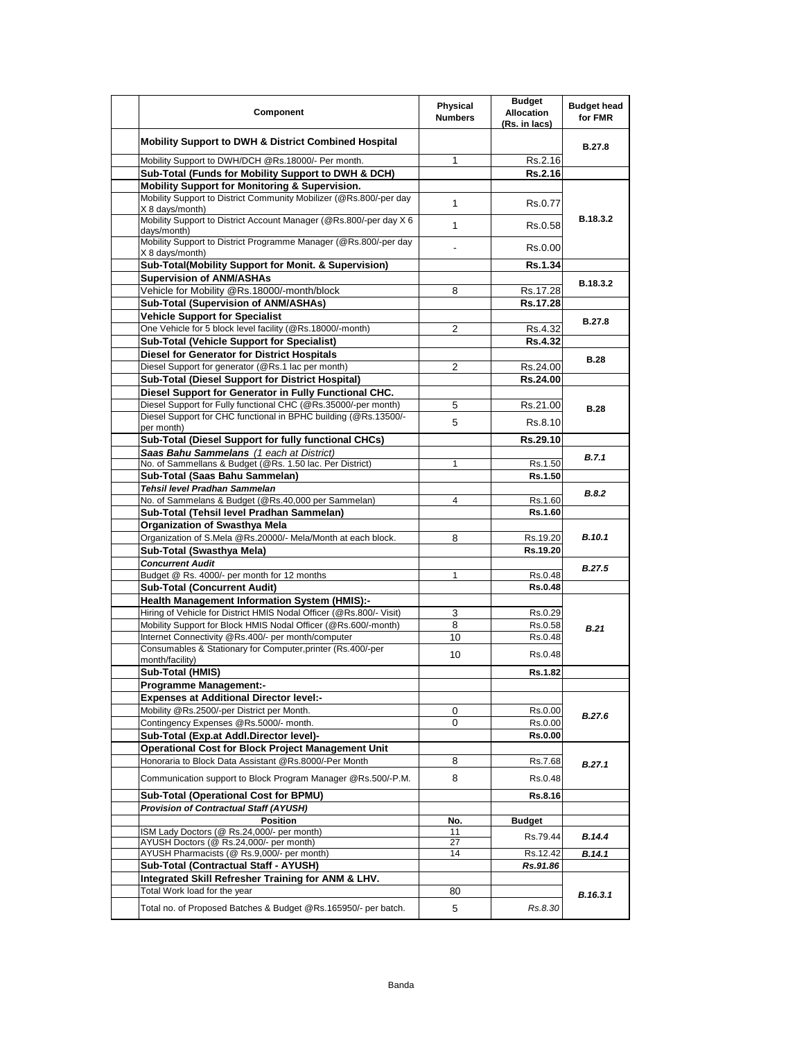| | Component | Physical Numbers | Budget Allocation (Rs. in lacs) | Budget head for FMR |
|---|---|---|---|---|
| | **Mobility Support to DWH & District Combined Hospital** | | | **B.27.8** |
| | Mobility Support to DWH/DCH @Rs.18000/- Per month. | 1 | Rs.2.16 | |
| | **Sub-Total (Funds for Mobility Support to DWH & DCH)** | | **Rs.2.16** | |
| | **Mobility Support for Monitoring & Supervision.** | | | **B.18.3.2** |
| | Mobility Support to District Community Mobilizer (@Rs.800/-per day X 8 days/month) | 1 | Rs.0.77 | |
| | Mobility Support to District Account Manager (@Rs.800/-per day X 6 days/month) | 1 | Rs.0.58 | |
| | Mobility Support to District Programme Manager (@Rs.800/-per day X 8 days/month) | - | Rs.0.00 | |
| | **Sub-Total(Mobility Support for Monit. & Supervision)** | | **Rs.1.34** | |
| | **Supervision of ANM/ASHAs** | | | **B.18.3.2** |
| | Vehicle for Mobility @Rs.18000/-month/block | 8 | Rs.17.28 | |
| | **Sub-Total (Supervision of ANM/ASHAs)** | | **Rs.17.28** | |
| | **Vehicle Support for Specialist** | | | **B.27.8** |
| | One Vehicle for 5 block level facility (@Rs.18000/-month) | 2 | Rs.4.32 | |
| | **Sub-Total (Vehicle Support for Specialist)** | | **Rs.4.32** | |
| | **Diesel for Generator for District Hospitals** | | | **B.28** |
| | Diesel Support for generator (@Rs.1 lac per month) | 2 | Rs.24.00 | |
| | **Sub-Total (Diesel Support for District Hospital)** | | **Rs.24.00** | |
| | **Diesel Support for Generator in Fully Functional CHC.** | | | **B.28** |
| | Diesel Support for Fully functional CHC (@Rs.35000/-per month) | 5 | Rs.21.00 | |
| | Diesel Support for CHC functional in BPHC building (@Rs.13500/-per month) | 5 | Rs.8.10 | |
| | **Sub-Total (Diesel Support for fully functional CHCs)** | | **Rs.29.10** | |
| | ***Saas Bahu Sammelans** (1 each at District)* | | | ***B.7.1*** |
| | No. of Sammellans & Budget (@Rs. 1.50 lac. Per District) | 1 | Rs.1.50 | |
| | **Sub-Total (Saas Bahu Sammelan)** | | **Rs.1.50** | |
| | ***Tehsil level Pradhan Sammelan*** | | | ***B.8.2*** |
| | No. of Sammelans & Budget (@Rs.40,000 per Sammelan) | 4 | Rs.1.60 | |
| | **Sub-Total (Tehsil level Pradhan Sammelan)** | | **Rs.1.60** | |
| | **Organization of Swasthya Mela** | | | ***B.10.1*** |
| | Organization of S.Mela @Rs.20000/- Mela/Month at each block. | 8 | Rs.19.20 | |
| | **Sub-Total (Swasthya Mela)** | | **Rs.19.20** | |
| | ***Concurrent Audit*** | | | ***B.27.5*** |
| | Budget @ Rs. 4000/- per month for 12 months | 1 | Rs.0.48 | |
| | **Sub-Total (Concurrent Audit)** | | **Rs.0.48** | |
| | **Health Management Information System (HMIS):-** | | | ***B.21*** |
| | Hiring of Vehicle for District HMIS Nodal Officer (@Rs.800/- Visit) | 3 | Rs.0.29 | |
| | Mobility Support for Block HMIS Nodal Officer (@Rs.600/-month) | 8 | Rs.0.58 | |
| | Internet Connectivity @Rs.400/- per month/computer | 10 | Rs.0.48 | |
| | Consumables & Stationary for Computer,printer (Rs.400/-per month/facility) | 10 | Rs.0.48 | |
| | **Sub-Total (HMIS)** | | **Rs.1.82** | |
| | **Programme Management:-** | | | |
| | **Expenses at Additional Director level:-** | | | ***B.27.6*** |
| | Mobility @Rs.2500/-per District per Month. | 0 | Rs.0.00 | |
| | Contingency Expenses @Rs.5000/- month. | 0 | Rs.0.00 | |
| | **Sub-Total (Exp.at Addl.Director level)-** | | **Rs.0.00** | |
| | **Operational Cost for Block Project Management Unit** | | | ***B.27.1*** |
| | Honoraria to Block Data Assistant @Rs.8000/-Per Month | 8 | Rs.7.68 | |
| | Communication support to Block Program Manager @Rs.500/-P.M. | 8 | Rs.0.48 | |
| | **Sub-Total (Operational Cost for BPMU)** | | **Rs.8.16** | |
| | ***Provision of Contractual Staff (AYUSH)*** | | | |
| | **Position** | **No.** | **Budget** | |
| | ISM Lady Doctors (@ Rs.24,000/- per month) | 11 | Rs.79.44 | ***B.14.4*** |
| | AYUSH Doctors (@ Rs.24,000/- per month) | 27 | | |
| | AYUSH Pharmacists (@ Rs.9,000/- per month) | 14 | Rs.12.42 | ***B.14.1*** |
| | **Sub-Total (Contractual Staff - AYUSH)** | | ***Rs.91.86*** | |
| | **Integrated Skill Refresher Training for ANM & LHV.** | | | ***B.16.3.1*** |
| | Total Work load for the year | 80 | | |
| | Total no. of Proposed Batches & Budget @Rs.165950/- per batch. | 5 | *Rs.8.30* | |

Banda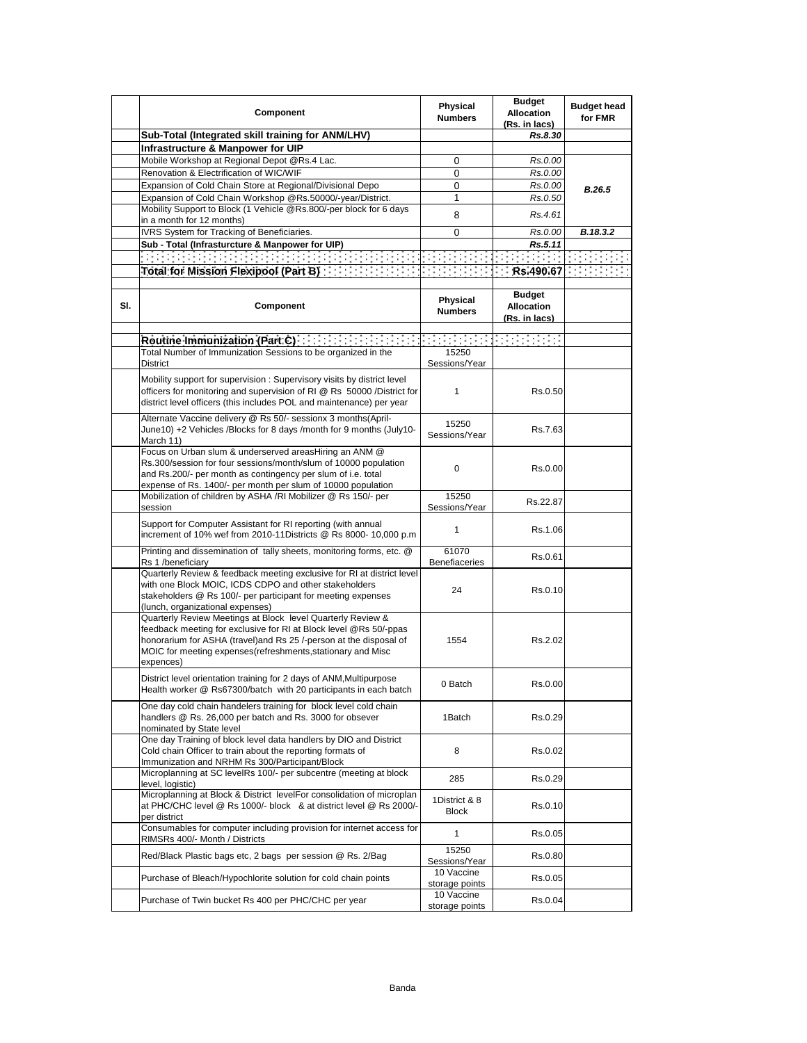| | Component | Physical Numbers | Budget Allocation (Rs. in lacs) | Budget head for FMR |
|---|---|---|---|---|
| | **Sub-Total (Integrated skill training for ANM/LHV)** | | ***Rs.8.30*** | |
| | **Infrastructure & Manpower for UIP** | | | |
| | Mobile Workshop at Regional Depot @Rs.4 Lac. | 0 | *Rs.0.00* | |
| | Renovation & Electrification of WIC/WIF | 0 | *Rs.0.00* | |
| | Expansion of Cold Chain Store at Regional/Divisional Depo | 0 | *Rs.0.00* | ***B.26.5*** |
| | Expansion of Cold Chain Workshop @Rs.50000/-year/District. | 1 | *Rs.0.50* | |
| | Mobility Support to Block (1 Vehicle @Rs.800/-per block for 6 days in a month for 12 months) | 8 | *Rs.4.61* | |
| | IVRS System for Tracking of Beneficiaries. | 0 | *Rs.0.00* | ***B.18.3.2*** |
| | **Sub - Total (Infrasturcture & Manpower for UIP)** | | ***Rs.5.11*** | |
| | | | | |
| | **Total for Mission Flexipool (Part B)** | | **Rs.490.67** | |

| Sl. | Component | Physical Numbers | Budget Allocation (Rs. in lacs) | |
|---|---|---|---|---|
| | **Routine Immunization (Part C)** | | | |
| | Total Number of Immunization Sessions to be organized in the District | 15250 Sessions/Year | | |
| | Mobility support for supervision : Supervisory visits by district level officers for monitoring and supervision of RI @ Rs 50000 /District for district level officers (this includes POL and maintenance) per year | 1 | Rs.0.50 | |
| | Alternate Vaccine delivery @ Rs 50/- sessionx 3 months(April-June10) +2 Vehicles /Blocks for 8 days /month for 9 months (July10-March 11) | 15250 Sessions/Year | Rs.7.63 | |
| | Focus on Urban slum & underserved areasHiring an ANM @ Rs.300/session for four sessions/month/slum of 10000 population and Rs.200/- per month as contingency per slum of i.e. total expense of Rs. 1400/- per month per slum of 10000 population | 0 | Rs.0.00 | |
| | Mobilization of children by ASHA /RI Mobilizer @ Rs 150/- per session | 15250 Sessions/Year | Rs.22.87 | |
| | Support for Computer Assistant for RI reporting (with annual increment of 10% wef from 2010-11Districts @ Rs 8000- 10,000 p.m | 1 | Rs.1.06 | |
| | Printing and dissemination of tally sheets, monitoring forms, etc. @ Rs 1 /beneficiary | 61070 Benefiaceries | Rs.0.61 | |
| | Quarterly Review & feedback meeting exclusive for RI at district level with one Block MOIC, ICDS CDPO and other stakeholders stakeholders @ Rs 100/- per participant for meeting expenses (lunch, organizational expenses) | 24 | Rs.0.10 | |
| | Quarterly Review Meetings at Block level Quarterly Review & feedback meeting for exclusive for RI at Block level @Rs 50/-ppas honorarium for ASHA (travel)and Rs 25 /-person at the disposal of MOIC for meeting expenses(refreshments,stationary and Misc expences) | 1554 | Rs.2.02 | |
| | District level orientation training for 2 days of ANM,Multipurpose Health worker @ Rs67300/batch with 20 participants in each batch | 0 Batch | Rs.0.00 | |
| | One day cold chain handelers training for block level cold chain handlers @ Rs. 26,000 per batch and Rs. 3000 for obsever nominated by State level | 1Batch | Rs.0.29 | |
| | One day Training of block level data handlers by DIO and District Cold chain Officer to train about the reporting formats of Immunization and NRHM Rs 300/Participant/Block | 8 | Rs.0.02 | |
| | Microplanning at SC levelRs 100/- per subcentre (meeting at block level, logistic) | 285 | Rs.0.29 | |
| | Microplanning at Block & District levelFor consolidation of microplan at PHC/CHC level @ Rs 1000/- block & at district level @ Rs 2000/- per district | 1District & 8 Block | Rs.0.10 | |
| | Consumables for computer including provision for internet access for RIMSRs 400/- Month / Districts | 1 | Rs.0.05 | |
| | Red/Black Plastic bags etc, 2 bags per session @ Rs. 2/Bag | 15250 Sessions/Year | Rs.0.80 | |
| | Purchase of Bleach/Hypochlorite solution for cold chain points | 10 Vaccine storage points | Rs.0.05 | |
| | Purchase of Twin bucket Rs 400 per PHC/CHC per year | 10 Vaccine storage points | Rs.0.04 | |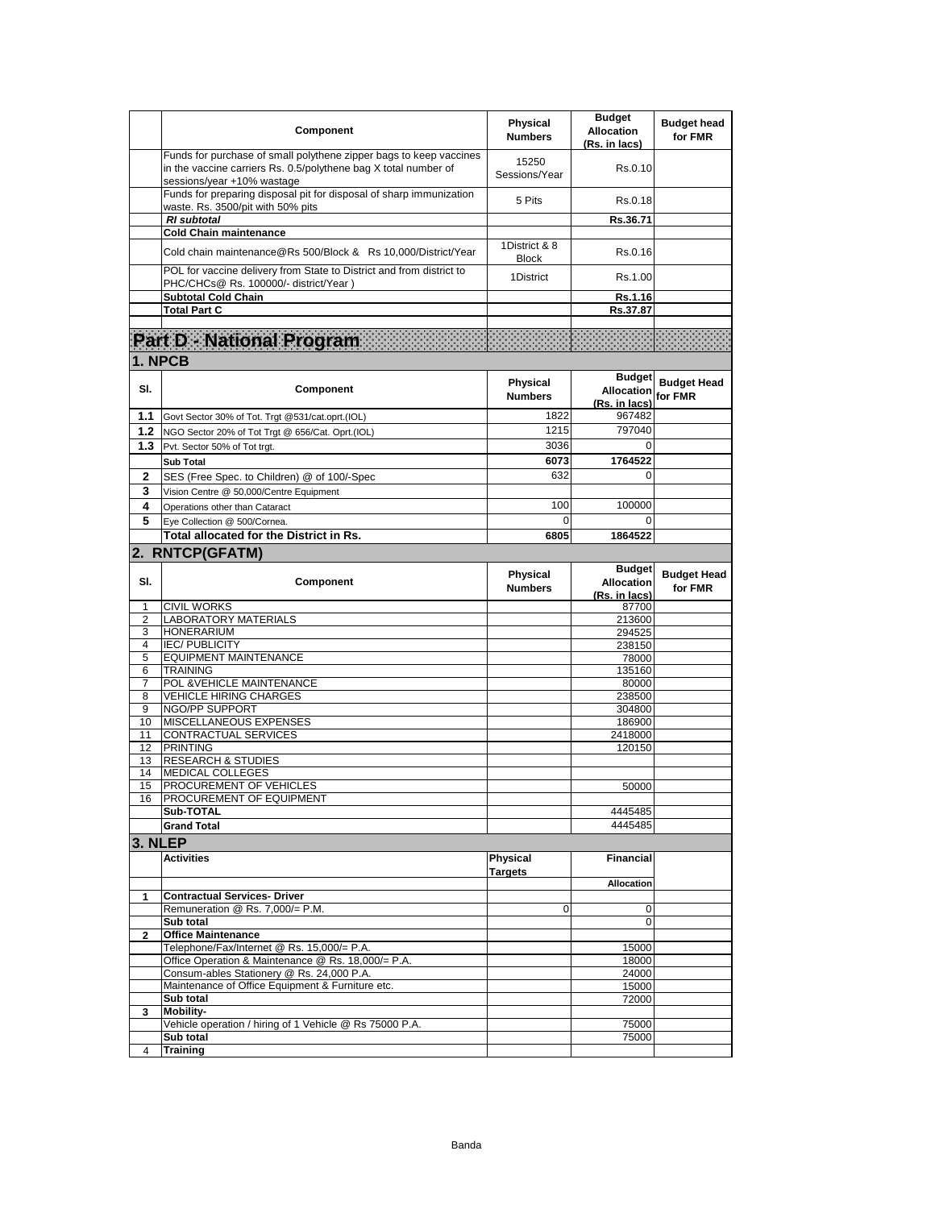| | Component | Physical Numbers | Budget Allocation (Rs. in lacs) | Budget head for FMR |
|---|---|---|---|---|
| | Funds for purchase of small polythene zipper bags to keep vaccines in the vaccine carriers Rs. 0.5/polythene bag X total number of sessions/year +10% wastage | 15250 Sessions/Year | Rs.0.10 | |
| | Funds for preparing disposal pit for disposal of sharp immunization waste. Rs. 3500/pit with 50% pits | 5 Pits | Rs.0.18 | |
| | ***RI subtotal*** | | **Rs.36.71** | |
| | **Cold Chain maintenance** | | | |
| | Cold chain maintenance@Rs 500/Block & Rs 10,000/District/Year | 1District & 8 Block | Rs.0.16 | |
| | POL for vaccine delivery from State to District and from district to PHC/CHCs@ Rs. 100000/- district/Year ) | 1District | Rs.1.00 | |
| | **Subtotal Cold Chain** | | **Rs.1.16** | |
| | **Total Part C** | | **Rs.37.87** | |

# Part D - National Program

## 1. NPCB

| Sl. | Component | Physical Numbers | Budget Allocation (Rs. in lacs) | Budget Head for FMR |
|---|---|---|---|---|
| **1.1** | Govt Sector 30% of Tot. Trgt @531/cat.oprt.(IOL) | 1822 | 967482 | |
| **1.2** | NGO Sector 20% of Tot Trgt @ 656/Cat. Oprt.(IOL) | 1215 | 797040 | |
| **1.3** | Pvt. Sector 50% of Tot trgt. | 3036 | 0 | |
| | **Sub Total** | **6073** | **1764522** | |
| **2** | SES (Free Spec. to Children) @ of 100/-Spec | 632 | 0 | |
| **3** | Vision Centre @ 50,000/Centre Equipment | | | |
| **4** | Operations other than Cataract | 100 | 100000 | |
| **5** | Eye Collection @ 500/Cornea. | 0 | 0 | |
| | **Total allocated for the District in Rs.** | **6805** | **1864522** | |

## 2. RNTCP(GFATM)

| Sl. | Component | Physical Numbers | Budget Allocation (Rs. in lacs) | Budget Head for FMR |
|---|---|---|---|---|
| 1 | CIVIL WORKS | | 87700 | |
| 2 | LABORATORY MATERIALS | | 213600 | |
| 3 | HONERARIUM | | 294525 | |
| 4 | IEC/ PUBLICITY | | 238150 | |
| 5 | EQUIPMENT MAINTENANCE | | 78000 | |
| 6 | TRAINING | | 135160 | |
| 7 | POL &VEHICLE MAINTENANCE | | 80000 | |
| 8 | VEHICLE HIRING CHARGES | | 238500 | |
| 9 | NGO/PP SUPPORT | | 304800 | |
| 10 | MISCELLANEOUS EXPENSES | | 186900 | |
| 11 | CONTRACTUAL SERVICES | | 2418000 | |
| 12 | PRINTING | | 120150 | |
| 13 | RESEARCH & STUDIES | | | |
| 14 | MEDICAL COLLEGES | | | |
| 15 | PROCUREMENT OF VEHICLES | | 50000 | |
| 16 | PROCUREMENT OF EQUIPMENT | | | |
| | **Sub-TOTAL** | | 4445485 | |
| | **Grand Total** | | 4445485 | |

## 3. NLEP

| | Activities | Physical Targets | Financial Allocation | |
|---|---|---|---|---|
| **1** | **Contractual Services- Driver** | | | |
| | Remuneration @ Rs. 7,000/= P.M. | 0 | 0 | |
| | **Sub total** | | 0 | |
| **2** | **Office Maintenance** | | | |
| | Telephone/Fax/Internet @ Rs. 15,000/= P.A. | | 15000 | |
| | Office Operation & Maintenance @ Rs. 18,000/= P.A. | | 18000 | |
| | Consum-ables Stationery @ Rs. 24,000 P.A. | | 24000 | |
| | Maintenance of Office Equipment & Furniture etc. | | 15000 | |
| | **Sub total** | | 72000 | |
| **3** | **Mobility-** | | | |
| | Vehicle operation / hiring of 1 Vehicle @ Rs 75000 P.A. | | 75000 | |
| | **Sub total** | | 75000 | |
| 4 | **Training** | | | |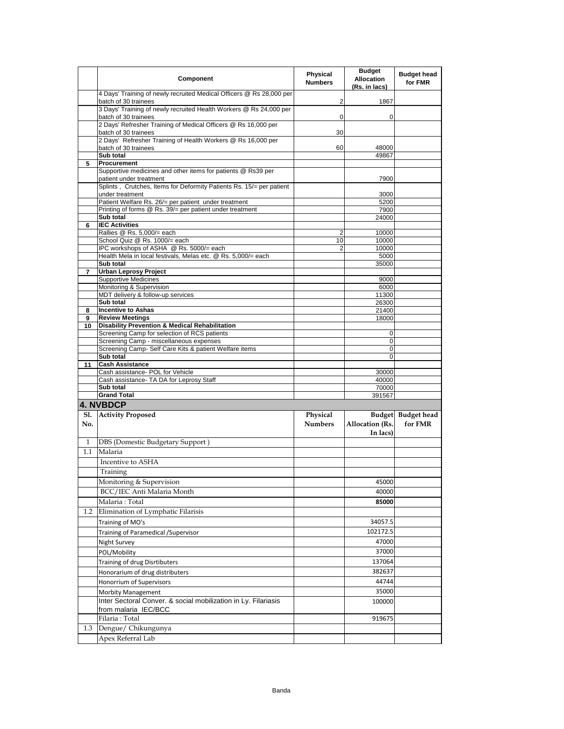| | Component | Physical Numbers | Budget Allocation (Rs. in lacs) | Budget head for FMR |
|---|---|---|---|---|
| | 4 Days' Training of newly recruited Medical Officers @ Rs 28,000 per batch of 30 trainees | 2 | 1867 | |
| | 3 Days' Training of newly recruited Health Workers @ Rs 24,000 per batch of 30 trainees | 0 | 0 | |
| | 2 Days' Refresher Training of Medical Officers @ Rs 16,000 per batch of 30 trainees | 30 | | |
| | 2 Days' Refresher Training of Health Workers @ Rs 16,000 per batch of 30 trainees | 60 | 48000 | |
| | **Sub total** | | 49867 | |
| **5** | **Procurement** | | | |
| | Supportive medicines and other items for patients @ Rs39 per patient under treatment | | 7900 | |
| | Splints , Crutches, Items for Deformity Patients Rs. 15/= per patient under treatment | | 3000 | |
| | Patient Welfare Rs. 26/= per patient under treatment | | 5200 | |
| | Printing of forms @ Rs. 39/= per patient under treatment | | 7900 | |
| | **Sub total** | | 24000 | |
| **6** | **IEC Activities** | | | |
| | Rallies @ Rs. 5,000/= each | 2 | 10000 | |
| | School Quiz @ Rs. 1000/= each | 10 | 10000 | |
| | IPC workshops of ASHA @ Rs. 5000/= each | 2 | 10000 | |
| | Health Mela in local festivals, Melas etc. @ Rs. 5,000/= each | | 5000 | |
| | **Sub total** | | 35000 | |
| **7** | **Urban Leprosy Project** | | | |
| | Supportive Medicines | | 9000 | |
| | Monitoring & Supervision | | 6000 | |
| | MDT delivery & follow-up services | | 11300 | |
| | **Sub total** | | 26300 | |
| **8** | **Incentive to Ashas** | | 21400 | |
| **9** | **Review Meetings** | | 18000 | |
| **10** | **Disability Prevention & Medical Rehabilitation** | | | |
| | Screening Camp for selection of RCS patients | | 0 | |
| | Screening Camp - miscellaneous expenses | | 0 | |
| | Screening Camp- Self Care Kits & patient Welfare items | | 0 | |
| | **Sub total** | | 0 | |
| **11** | **Cash Assistance** | | | |
| | Cash assistance- POL for Vehicle | | 30000 | |
| | Cash assistance- TA DA for Leprosy Staff | | 40000 | |
| | **Sub total** | | 70000 | |
| | **Grand Total** | | 391567 | |

## 4. NVBDCP

| Sl. No. | Activity Proposed | Physical Numbers | Budget Allocation (Rs. In lacs) | Budget head for FMR |
|---|---|---|---|---|
| 1 | DBS (Domestic Budgetary Support ) | | | |
| 1.1 | Malaria | | | |
| | Incentive to ASHA | | | |
| | Training | | | |
| | Monitoring & Supervision | | 45000 | |
| | BCC/IEC Anti Malaria Month | | 40000 | |
| | Malaria : Total | | **85000** | |
| 1.2 | Elimination of Lymphatic Filarisis | | | |
| | Training of MO's | | 34057.5 | |
| | Training of Paramedical /Supervisor | | 102172.5 | |
| | Night Survey | | 47000 | |
| | POL/Mobility | | 37000 | |
| | Training of drug Disrtibuters | | 137064 | |
| | Honorarium of drug distributers | | 382637 | |
| | Honorrium of Supervisors | | 44744 | |
| | Morbity Management | | 35000 | |
| | Inter Sectoral Conver. & social mobilization in Ly. Filariasis from malaria IEC/BCC | | 100000 | |
| | Filaria : Total | | 919675 | |
| 1.3 | Dengue/ Chikungunya | | | |
| | Apex Referral Lab | | | |

Banda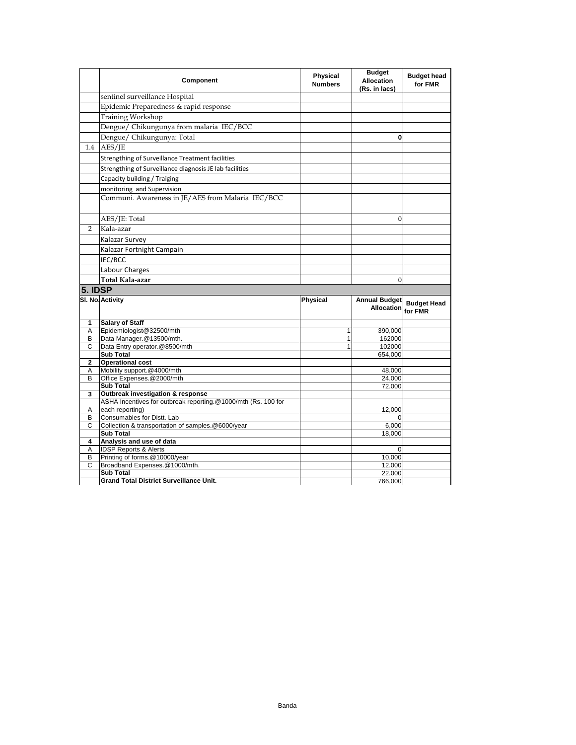| | Component | Physical Numbers | Budget Allocation (Rs. in lacs) | Budget head for FMR |
|---|---|---|---|---|
| | sentinel surveillance Hospital | | | |
| | Epidemic Preparedness & rapid response | | | |
| | Training Workshop | | | |
| | Dengue/ Chikungunya from malaria IEC/BCC | | | |
| | Dengue/ Chikungunya: Total | | **0** | |
| 1.4 | AES/JE | | | |
| | Strengthing of Surveillance Treatment facilities | | | |
| | Strengthing of Surveillance diagnosis JE lab facilities | | | |
| | Capacity building / Traiging | | | |
| | monitoring and Supervision | | | |
| | Communi. Awareness in JE/AES from Malaria IEC/BCC | | | |
| | AES/JE: Total | | 0 | |
| 2 | Kala-azar | | | |
| | Kalazar Survey | | | |
| | Kalazar Fortnight Campain | | | |
| | IEC/BCC | | | |
| | Labour Charges | | | |
| | **Total Kala-azar** | | 0 | |

## 5. IDSP

| Sl. No. | Activity | Physical | Annual Budget Allocation | Budget Head for FMR |
|---|---|---|---|---|
| **1** | **Salary of Staff** | | | |
| A | Epidemiologist@32500/mth | 1 | 390,000 | |
| B | Data Manager.@13500/mth. | 1 | 162000 | |
| C | Data Entry operator.@8500/mth | 1 | 102000 | |
| | **Sub Total** | | 654,000 | |
| **2** | **Operational cost** | | | |
| A | Mobility support.@4000/mth | | 48,000 | |
| B | Office Expenses.@2000/mth | | 24,000 | |
| | **Sub Total** | | 72,000 | |
| **3** | **Outbreak investigation & response** | | | |
| A | ASHA Incentives for outbreak reporting.@1000/mth (Rs. 100 for each reporting) | | 12,000 | |
| B | Consumables for Distt. Lab | | 0 | |
| C | Collection & transportation of samples.@6000/year | | 6,000 | |
| | **Sub Total** | | 18,000 | |
| **4** | **Analysis and use of data** | | | |
| A | IDSP Reports & Alerts | | 0 | |
| B | Printing of forms.@10000/year | | 10,000 | |
| C | Broadband Expenses.@1000/mth. | | 12,000 | |
| | **Sub Total** | | 22,000 | |
| | **Grand Total District Surveillance Unit.** | | 766,000 | |